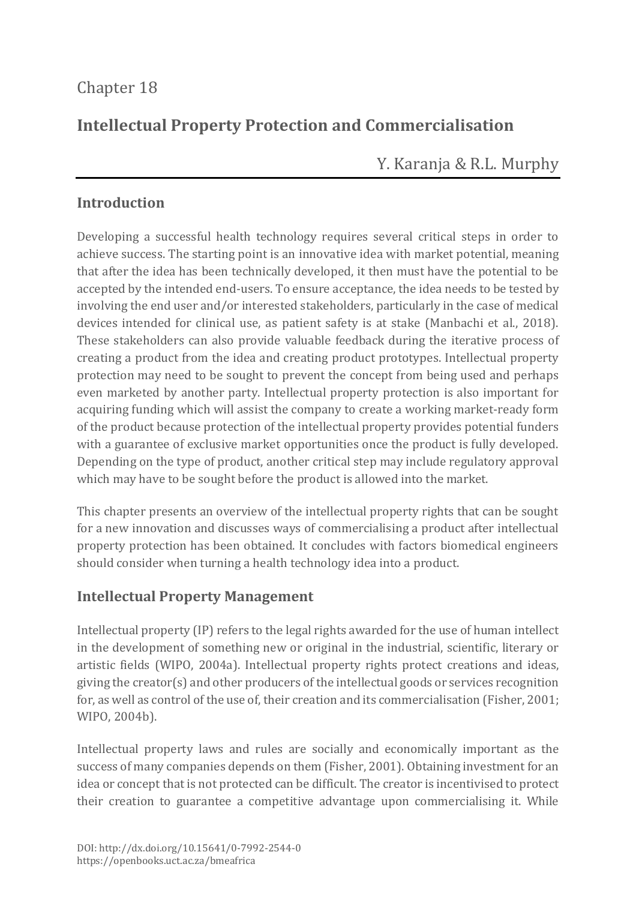Chapter 18

# Intellectual Property Protection and Commercialisation

Y. Karanja & R.L. Murphy

## Introduction

Developing a successful health technology requires several critical steps in order to achieve success. The starting point is an innovative idea with market potential, meaning that after the idea has been technically developed, it then must have the potential to be accepted by the intended end-users. To ensure acceptance, the idea needs to be tested by involving the end user and/or interested stakeholders, particularly in the case of medical devices intended for clinical use, as patient safety is at stake (Manbachi et al., 2018). These stakeholders can also provide valuable feedback during the iterative process of creating a product from the idea and creating product prototypes. Intellectual property protection may need to be sought to prevent the concept from being used and perhaps even marketed by another party. Intellectual property protection is also important for acquiring funding which will assist the company to create a working market-ready form of the product because protection of the intellectual property provides potential funders with a guarantee of exclusive market opportunities once the product is fully developed. Depending on the type of product, another critical step may include regulatory approval which may have to be sought before the product is allowed into the market.

This chapter presents an overview of the intellectual property rights that can be sought for a new innovation and discusses ways of commercialising a product after intellectual property protection has been obtained. It concludes with factors biomedical engineers should consider when turning a health technology idea into a product.

## Intellectual Property Management

Intellectual property (IP) refers to the legal rights awarded for the use of human intellect in the development of something new or original in the industrial, scientific, literary or artistic fields (WIPO, 2004a). Intellectual property rights protect creations and ideas, giving the creator(s) and other producers of the intellectual goods or services recognition for, as well as control of the use of, their creation and its commercialisation (Fisher, 2001; WIPO, 2004b).

Intellectual property laws and rules are socially and economically important as the success of many companies depends on them (Fisher, 2001). Obtaining investment for an idea or concept that is not protected can be difficult. The creator is incentivised to protect their creation to guarantee a competitive advantage upon commercialising it. While

DOI: http://dx.doi.org/10.15641/0-7992-2544-0
https://openbooks.uct.ac.za/bmeafrica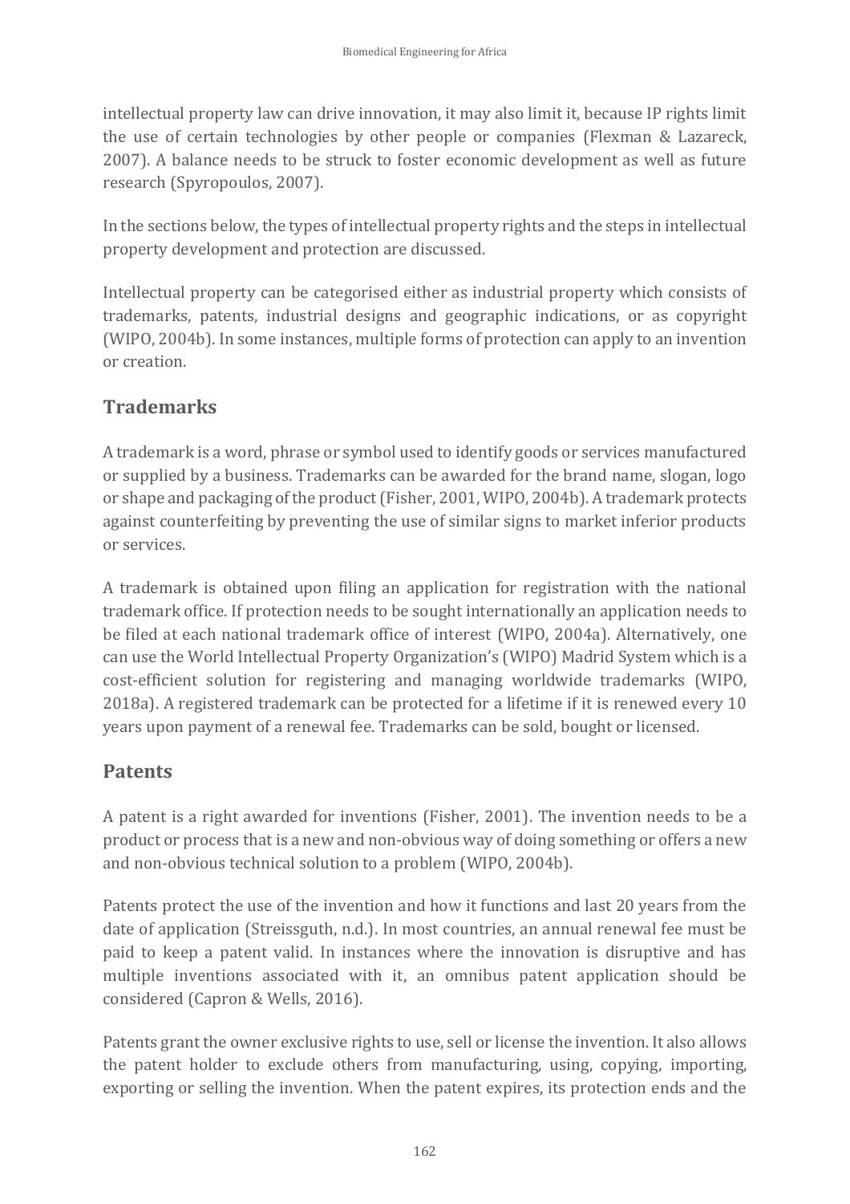intellectual property law can drive innovation, it may also limit it, because IP rights limit the use of certain technologies by other people or companies (Flexman & Lazareck, 2007). A balance needs to be struck to foster economic development as well as future research (Spyropoulos, 2007).

In the sections below, the types of intellectual property rights and the steps in intellectual property development and protection are discussed.

Intellectual property can be categorised either as industrial property which consists of trademarks, patents, industrial designs and geographic indications, or as copyright (WIPO, 2004b). In some instances, multiple forms of protection can apply to an invention or creation.

## Trademarks

A trademark is a word, phrase or symbol used to identify goods or services manufactured or supplied by a business. Trademarks can be awarded for the brand name, slogan, logo or shape and packaging of the product (Fisher, 2001, WIPO, 2004b). A trademark protects against counterfeiting by preventing the use of similar signs to market inferior products or services.

A trademark is obtained upon filing an application for registration with the national trademark office. If protection needs to be sought internationally an application needs to be filed at each national trademark office of interest (WIPO, 2004a). Alternatively, one can use the World Intellectual Property Organization's (WIPO) Madrid System which is a cost-efficient solution for registering and managing worldwide trademarks (WIPO, 2018a). A registered trademark can be protected for a lifetime if it is renewed every 10 years upon payment of a renewal fee. Trademarks can be sold, bought or licensed.

## Patents

A patent is a right awarded for inventions (Fisher, 2001). The invention needs to be a product or process that is a new and non-obvious way of doing something or offers a new and non-obvious technical solution to a problem (WIPO, 2004b).

Patents protect the use of the invention and how it functions and last 20 years from the date of application (Streissguth, n.d.). In most countries, an annual renewal fee must be paid to keep a patent valid. In instances where the innovation is disruptive and has multiple inventions associated with it, an omnibus patent application should be considered (Capron & Wells, 2016).

Patents grant the owner exclusive rights to use, sell or license the invention. It also allows the patent holder to exclude others from manufacturing, using, copying, importing, exporting or selling the invention. When the patent expires, its protection ends and the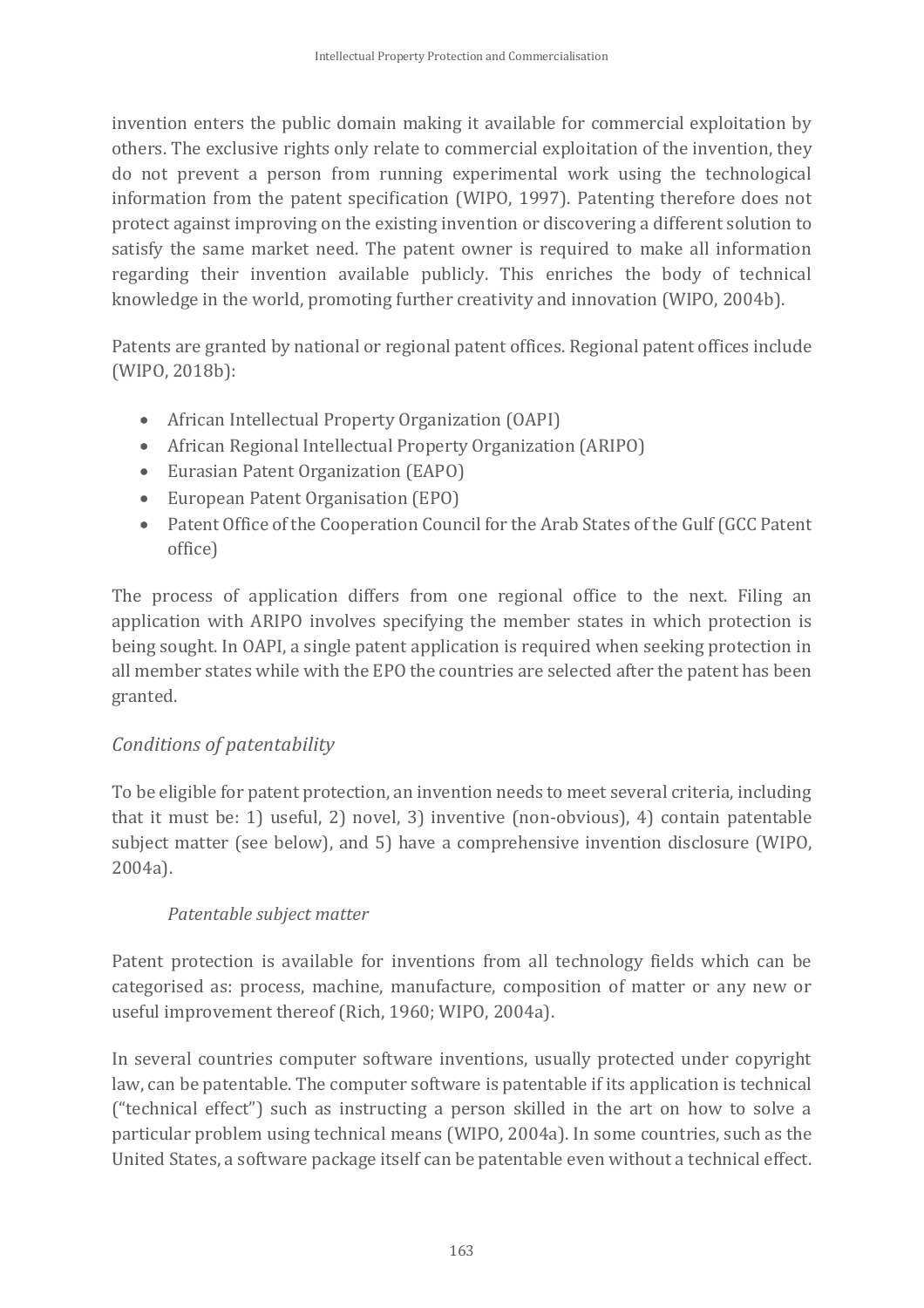invention enters the public domain making it available for commercial exploitation by others. The exclusive rights only relate to commercial exploitation of the invention, they do not prevent a person from running experimental work using the technological information from the patent specification (WIPO, 1997). Patenting therefore does not protect against improving on the existing invention or discovering a different solution to satisfy the same market need. The patent owner is required to make all information regarding their invention available publicly. This enriches the body of technical knowledge in the world, promoting further creativity and innovation (WIPO, 2004b).

Patents are granted by national or regional patent offices. Regional patent offices include (WIPO, 2018b):

- African Intellectual Property Organization (OAPI)
- African Regional Intellectual Property Organization (ARIPO)
- Eurasian Patent Organization (EAPO)
- European Patent Organisation (EPO)
- Patent Office of the Cooperation Council for the Arab States of the Gulf (GCC Patent office)

The process of application differs from one regional office to the next. Filing an application with ARIPO involves specifying the member states in which protection is being sought. In OAPI, a single patent application is required when seeking protection in all member states while with the EPO the countries are selected after the patent has been granted.

### *Conditions of patentability*

To be eligible for patent protection, an invention needs to meet several criteria, including that it must be: 1) useful, 2) novel, 3) inventive (non-obvious), 4) contain patentable subject matter (see below), and 5) have a comprehensive invention disclosure (WIPO, 2004a).

#### *Patentable subject matter*

Patent protection is available for inventions from all technology fields which can be categorised as: process, machine, manufacture, composition of matter or any new or useful improvement thereof (Rich, 1960; WIPO, 2004a).

In several countries computer software inventions, usually protected under copyright law, can be patentable. The computer software is patentable if its application is technical ("technical effect") such as instructing a person skilled in the art on how to solve a particular problem using technical means (WIPO, 2004a). In some countries, such as the United States, a software package itself can be patentable even without a technical effect.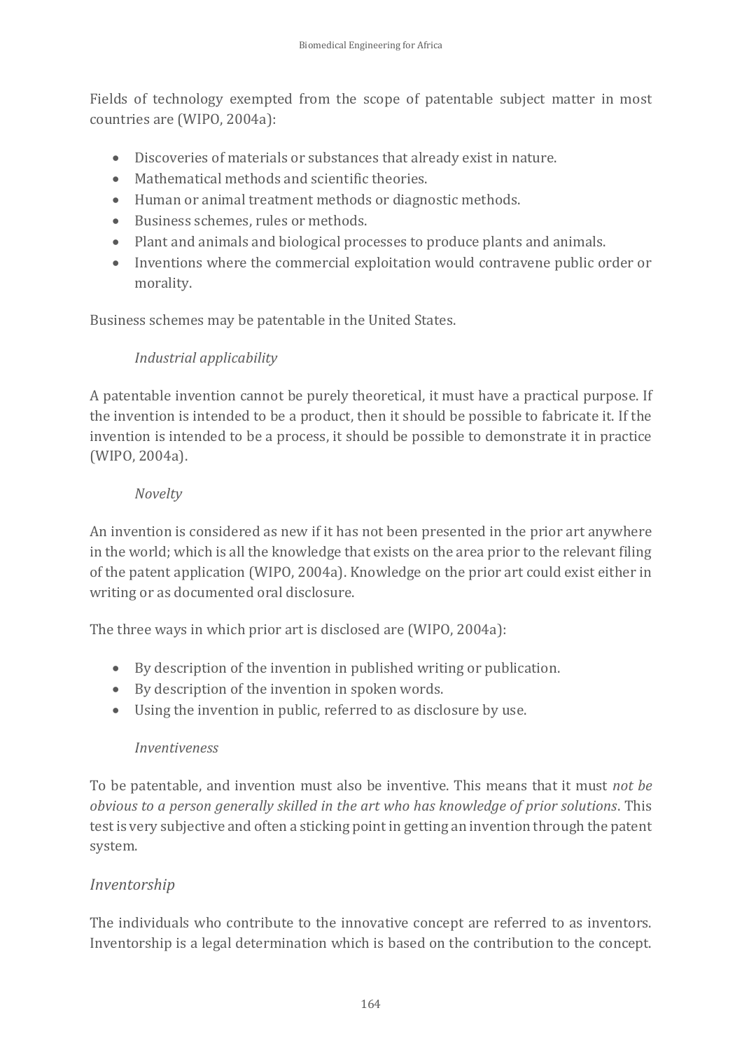Fields of technology exempted from the scope of patentable subject matter in most countries are (WIPO, 2004a):

- Discoveries of materials or substances that already exist in nature.
- Mathematical methods and scientific theories.
- Human or animal treatment methods or diagnostic methods.
- Business schemes, rules or methods.
- Plant and animals and biological processes to produce plants and animals.
- Inventions where the commercial exploitation would contravene public order or morality.

Business schemes may be patentable in the United States.

#### *Industrial applicability*

A patentable invention cannot be purely theoretical, it must have a practical purpose. If the invention is intended to be a product, then it should be possible to fabricate it. If the invention is intended to be a process, it should be possible to demonstrate it in practice (WIPO, 2004a).

#### *Novelty*

An invention is considered as new if it has not been presented in the prior art anywhere in the world; which is all the knowledge that exists on the area prior to the relevant filing of the patent application (WIPO, 2004a). Knowledge on the prior art could exist either in writing or as documented oral disclosure.

The three ways in which prior art is disclosed are (WIPO, 2004a):

- By description of the invention in published writing or publication.
- By description of the invention in spoken words.
- Using the invention in public, referred to as disclosure by use.

#### *Inventiveness*

To be patentable, and invention must also be inventive. This means that it must *not be obvious to a person generally skilled in the art who has knowledge of prior solutions*. This test is very subjective and often a sticking point in getting an invention through the patent system.

### *Inventorship*

The individuals who contribute to the innovative concept are referred to as inventors. Inventorship is a legal determination which is based on the contribution to the concept.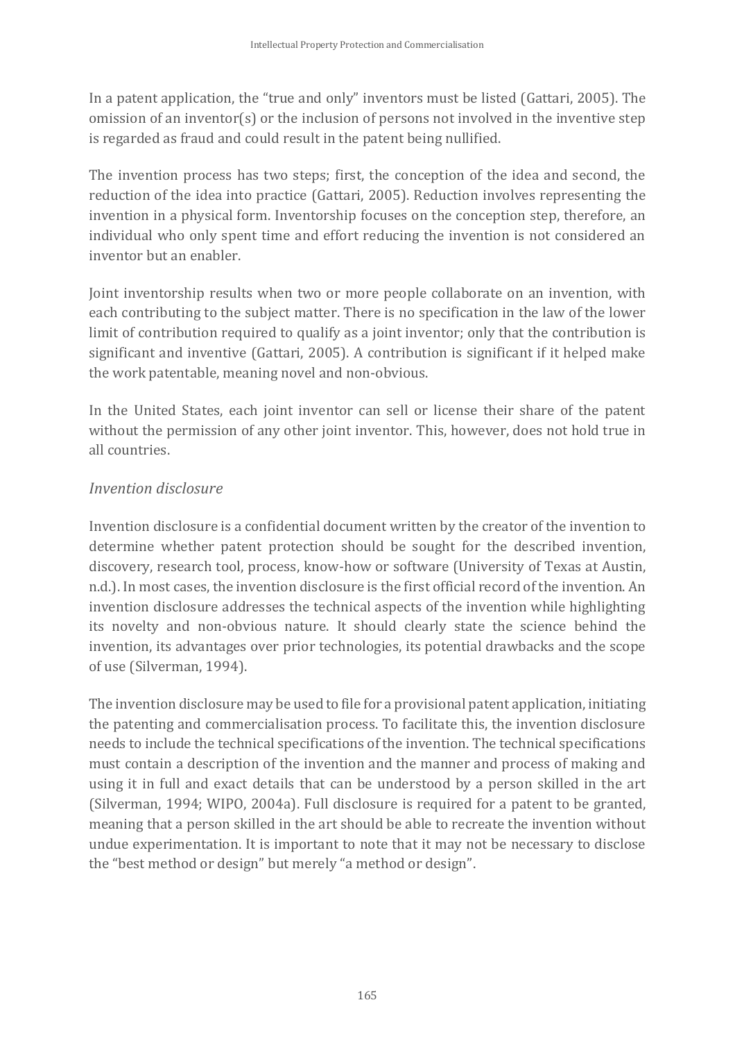In a patent application, the "true and only" inventors must be listed (Gattari, 2005). The omission of an inventor(s) or the inclusion of persons not involved in the inventive step is regarded as fraud and could result in the patent being nullified.

The invention process has two steps; first, the conception of the idea and second, the reduction of the idea into practice (Gattari, 2005). Reduction involves representing the invention in a physical form. Inventorship focuses on the conception step, therefore, an individual who only spent time and effort reducing the invention is not considered an inventor but an enabler.

Joint inventorship results when two or more people collaborate on an invention, with each contributing to the subject matter. There is no specification in the law of the lower limit of contribution required to qualify as a joint inventor; only that the contribution is significant and inventive (Gattari, 2005). A contribution is significant if it helped make the work patentable, meaning novel and non-obvious.

In the United States, each joint inventor can sell or license their share of the patent without the permission of any other joint inventor. This, however, does not hold true in all countries.

*Invention disclosure*

Invention disclosure is a confidential document written by the creator of the invention to determine whether patent protection should be sought for the described invention, discovery, research tool, process, know-how or software (University of Texas at Austin, n.d.). In most cases, the invention disclosure is the first official record of the invention. An invention disclosure addresses the technical aspects of the invention while highlighting its novelty and non-obvious nature. It should clearly state the science behind the invention, its advantages over prior technologies, its potential drawbacks and the scope of use (Silverman, 1994).

The invention disclosure may be used to file for a provisional patent application, initiating the patenting and commercialisation process. To facilitate this, the invention disclosure needs to include the technical specifications of the invention. The technical specifications must contain a description of the invention and the manner and process of making and using it in full and exact details that can be understood by a person skilled in the art (Silverman, 1994; WIPO, 2004a). Full disclosure is required for a patent to be granted, meaning that a person skilled in the art should be able to recreate the invention without undue experimentation. It is important to note that it may not be necessary to disclose the "best method or design" but merely "a method or design".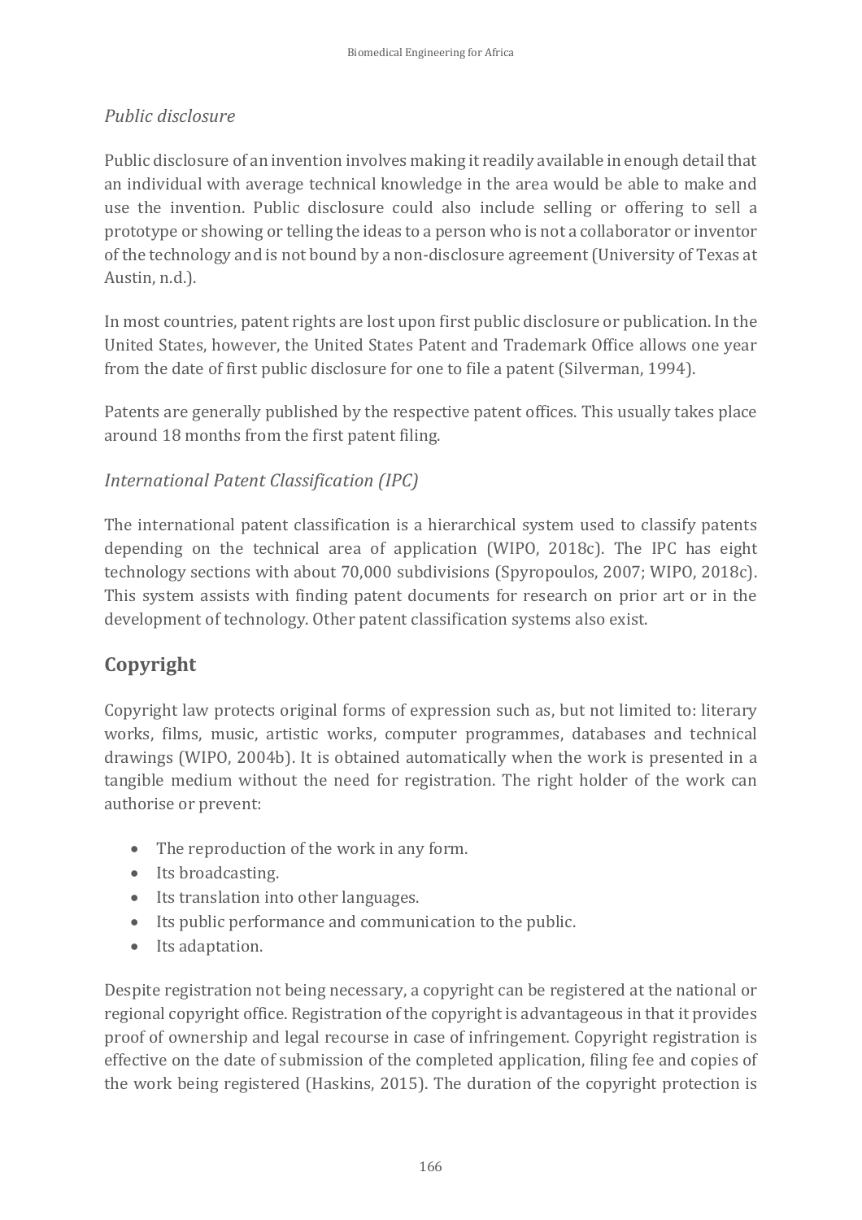*Public disclosure*

Public disclosure of an invention involves making it readily available in enough detail that an individual with average technical knowledge in the area would be able to make and use the invention. Public disclosure could also include selling or offering to sell a prototype or showing or telling the ideas to a person who is not a collaborator or inventor of the technology and is not bound by a non-disclosure agreement (University of Texas at Austin, n.d.).

In most countries, patent rights are lost upon first public disclosure or publication. In the United States, however, the United States Patent and Trademark Office allows one year from the date of first public disclosure for one to file a patent (Silverman, 1994).

Patents are generally published by the respective patent offices. This usually takes place around 18 months from the first patent filing.

*International Patent Classification (IPC)*

The international patent classification is a hierarchical system used to classify patents depending on the technical area of application (WIPO, 2018c). The IPC has eight technology sections with about 70,000 subdivisions (Spyropoulos, 2007; WIPO, 2018c). This system assists with finding patent documents for research on prior art or in the development of technology. Other patent classification systems also exist.

## Copyright

Copyright law protects original forms of expression such as, but not limited to: literary works, films, music, artistic works, computer programmes, databases and technical drawings (WIPO, 2004b). It is obtained automatically when the work is presented in a tangible medium without the need for registration. The right holder of the work can authorise or prevent:

- The reproduction of the work in any form.
- Its broadcasting.
- Its translation into other languages.
- Its public performance and communication to the public.
- Its adaptation.

Despite registration not being necessary, a copyright can be registered at the national or regional copyright office. Registration of the copyright is advantageous in that it provides proof of ownership and legal recourse in case of infringement. Copyright registration is effective on the date of submission of the completed application, filing fee and copies of the work being registered (Haskins, 2015). The duration of the copyright protection is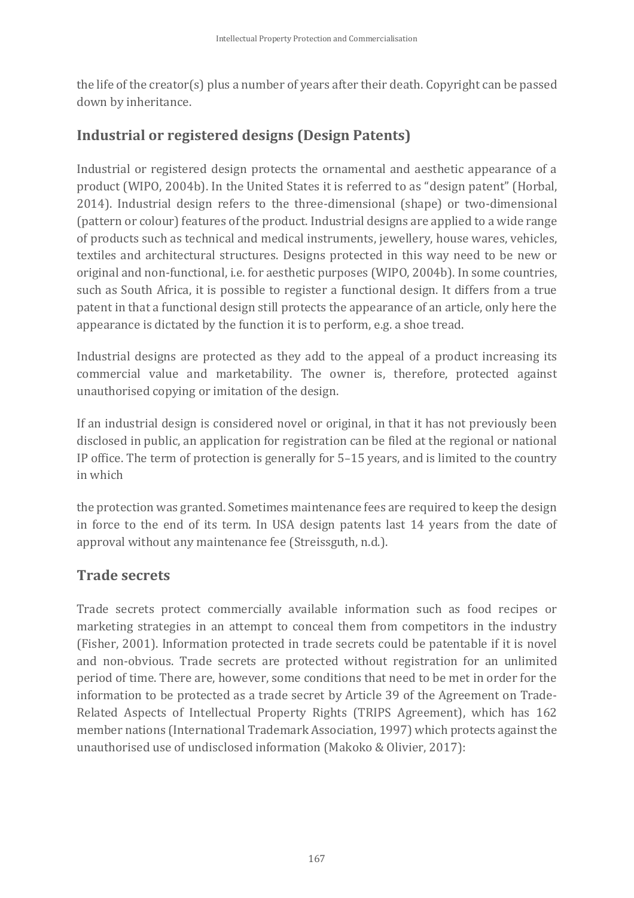the life of the creator(s) plus a number of years after their death. Copyright can be passed down by inheritance.

## Industrial or registered designs (Design Patents)

Industrial or registered design protects the ornamental and aesthetic appearance of a product (WIPO, 2004b). In the United States it is referred to as "design patent" (Horbal, 2014). Industrial design refers to the three-dimensional (shape) or two-dimensional (pattern or colour) features of the product. Industrial designs are applied to a wide range of products such as technical and medical instruments, jewellery, house wares, vehicles, textiles and architectural structures. Designs protected in this way need to be new or original and non-functional, i.e. for aesthetic purposes (WIPO, 2004b). In some countries, such as South Africa, it is possible to register a functional design. It differs from a true patent in that a functional design still protects the appearance of an article, only here the appearance is dictated by the function it is to perform, e.g. a shoe tread.

Industrial designs are protected as they add to the appeal of a product increasing its commercial value and marketability. The owner is, therefore, protected against unauthorised copying or imitation of the design.

If an industrial design is considered novel or original, in that it has not previously been disclosed in public, an application for registration can be filed at the regional or national IP office. The term of protection is generally for 5–15 years, and is limited to the country in which

the protection was granted. Sometimes maintenance fees are required to keep the design in force to the end of its term. In USA design patents last 14 years from the date of approval without any maintenance fee (Streissguth, n.d.).

## Trade secrets

Trade secrets protect commercially available information such as food recipes or marketing strategies in an attempt to conceal them from competitors in the industry (Fisher, 2001). Information protected in trade secrets could be patentable if it is novel and non-obvious. Trade secrets are protected without registration for an unlimited period of time. There are, however, some conditions that need to be met in order for the information to be protected as a trade secret by Article 39 of the Agreement on Trade-Related Aspects of Intellectual Property Rights (TRIPS Agreement), which has 162 member nations (International Trademark Association, 1997) which protects against the unauthorised use of undisclosed information (Makoko & Olivier, 2017):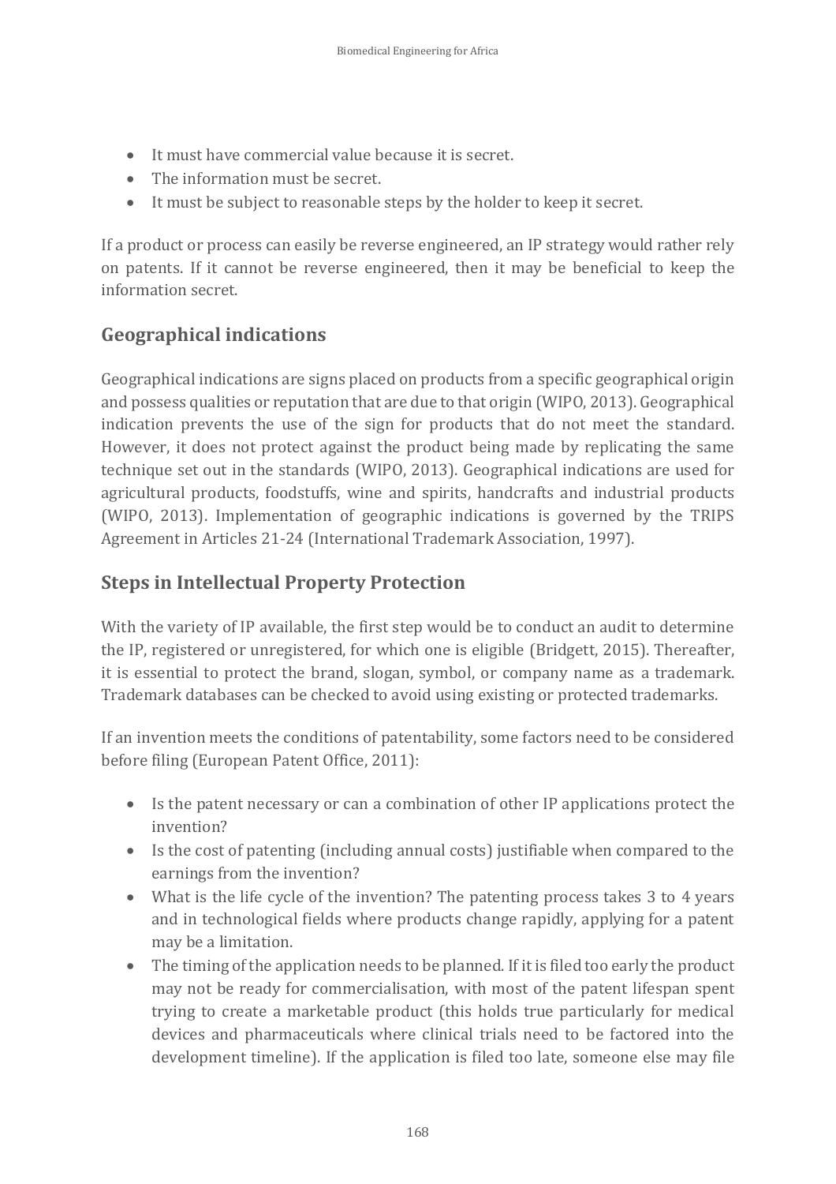- It must have commercial value because it is secret.
- The information must be secret.
- It must be subject to reasonable steps by the holder to keep it secret.

If a product or process can easily be reverse engineered, an IP strategy would rather rely on patents. If it cannot be reverse engineered, then it may be beneficial to keep the information secret.

## Geographical indications

Geographical indications are signs placed on products from a specific geographical origin and possess qualities or reputation that are due to that origin (WIPO, 2013). Geographical indication prevents the use of the sign for products that do not meet the standard. However, it does not protect against the product being made by replicating the same technique set out in the standards (WIPO, 2013). Geographical indications are used for agricultural products, foodstuffs, wine and spirits, handcrafts and industrial products (WIPO, 2013). Implementation of geographic indications is governed by the TRIPS Agreement in Articles 21-24 (International Trademark Association, 1997).

## Steps in Intellectual Property Protection

With the variety of IP available, the first step would be to conduct an audit to determine the IP, registered or unregistered, for which one is eligible (Bridgett, 2015). Thereafter, it is essential to protect the brand, slogan, symbol, or company name as a trademark. Trademark databases can be checked to avoid using existing or protected trademarks.

If an invention meets the conditions of patentability, some factors need to be considered before filing (European Patent Office, 2011):

- Is the patent necessary or can a combination of other IP applications protect the invention?
- Is the cost of patenting (including annual costs) justifiable when compared to the earnings from the invention?
- What is the life cycle of the invention? The patenting process takes 3 to 4 years and in technological fields where products change rapidly, applying for a patent may be a limitation.
- The timing of the application needs to be planned. If it is filed too early the product may not be ready for commercialisation, with most of the patent lifespan spent trying to create a marketable product (this holds true particularly for medical devices and pharmaceuticals where clinical trials need to be factored into the development timeline). If the application is filed too late, someone else may file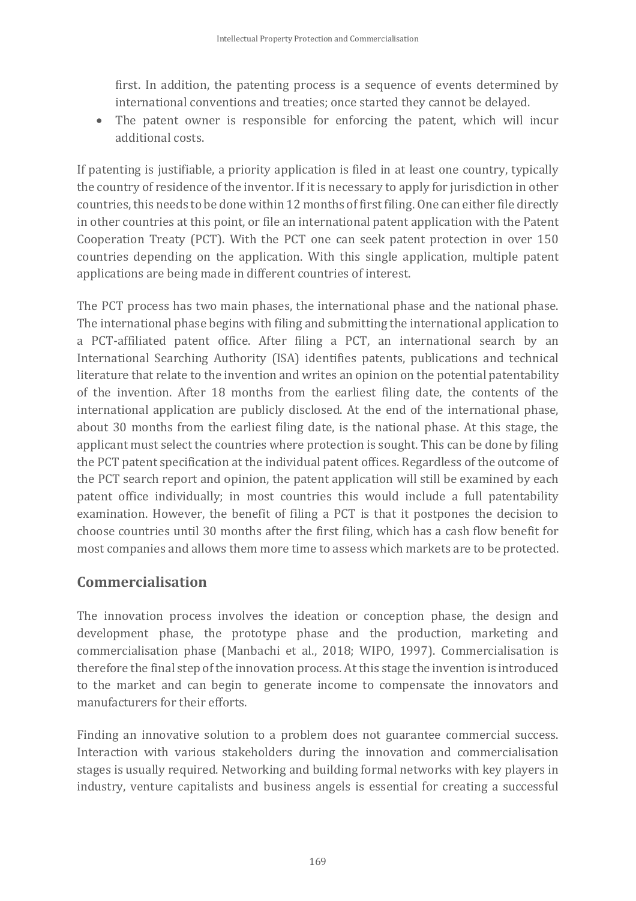first. In addition, the patenting process is a sequence of events determined by international conventions and treaties; once started they cannot be delayed.

- The patent owner is responsible for enforcing the patent, which will incur additional costs.

If patenting is justifiable, a priority application is filed in at least one country, typically the country of residence of the inventor. If it is necessary to apply for jurisdiction in other countries, this needs to be done within 12 months of first filing. One can either file directly in other countries at this point, or file an international patent application with the Patent Cooperation Treaty (PCT). With the PCT one can seek patent protection in over 150 countries depending on the application. With this single application, multiple patent applications are being made in different countries of interest.

The PCT process has two main phases, the international phase and the national phase. The international phase begins with filing and submitting the international application to a PCT-affiliated patent office. After filing a PCT, an international search by an International Searching Authority (ISA) identifies patents, publications and technical literature that relate to the invention and writes an opinion on the potential patentability of the invention. After 18 months from the earliest filing date, the contents of the international application are publicly disclosed. At the end of the international phase, about 30 months from the earliest filing date, is the national phase. At this stage, the applicant must select the countries where protection is sought. This can be done by filing the PCT patent specification at the individual patent offices. Regardless of the outcome of the PCT search report and opinion, the patent application will still be examined by each patent office individually; in most countries this would include a full patentability examination. However, the benefit of filing a PCT is that it postpones the decision to choose countries until 30 months after the first filing, which has a cash flow benefit for most companies and allows them more time to assess which markets are to be protected.

## Commercialisation

The innovation process involves the ideation or conception phase, the design and development phase, the prototype phase and the production, marketing and commercialisation phase (Manbachi et al., 2018; WIPO, 1997). Commercialisation is therefore the final step of the innovation process. At this stage the invention is introduced to the market and can begin to generate income to compensate the innovators and manufacturers for their efforts.

Finding an innovative solution to a problem does not guarantee commercial success. Interaction with various stakeholders during the innovation and commercialisation stages is usually required. Networking and building formal networks with key players in industry, venture capitalists and business angels is essential for creating a successful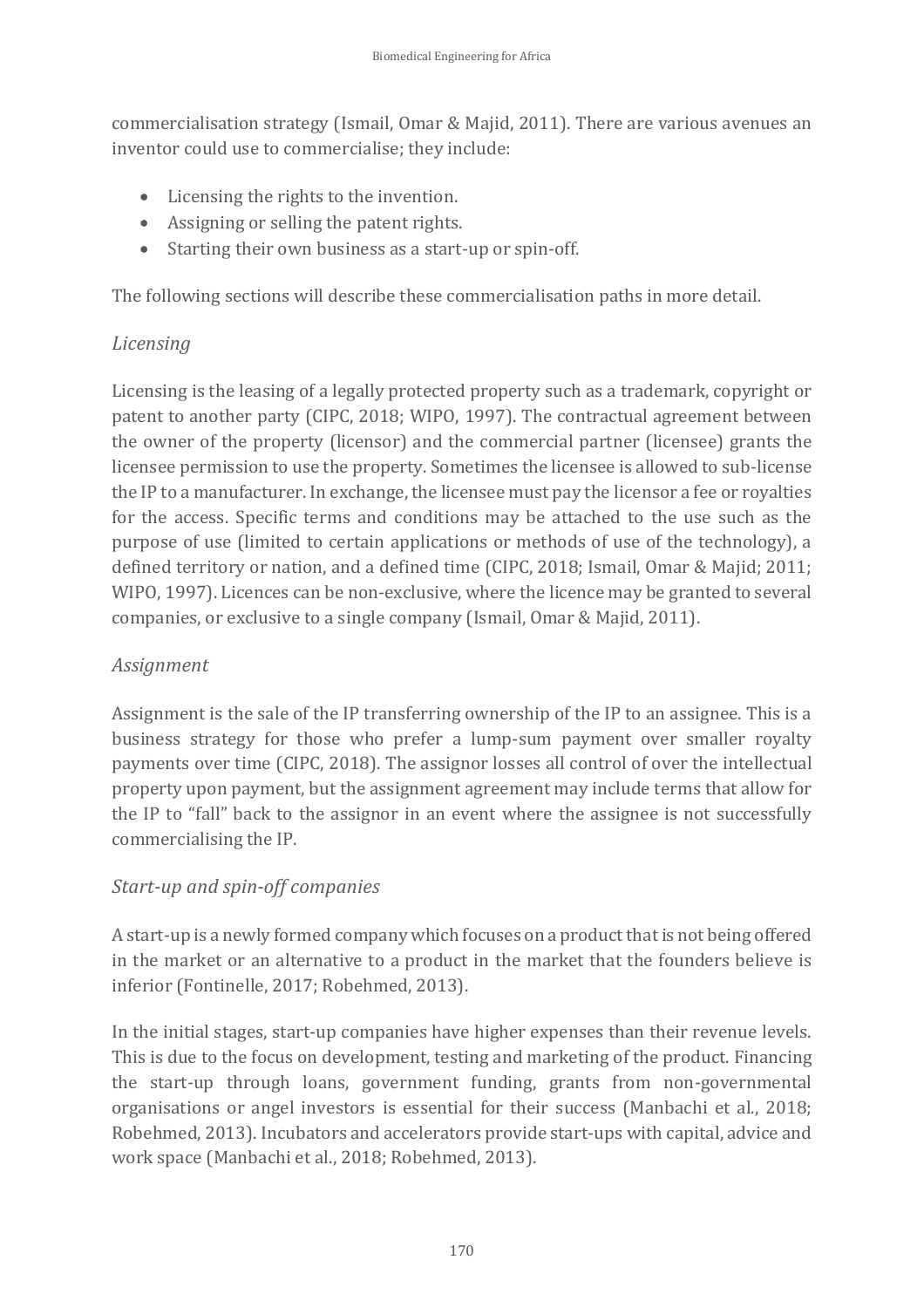commercialisation strategy (Ismail, Omar & Majid, 2011). There are various avenues an inventor could use to commercialise; they include:

- Licensing the rights to the invention.
- Assigning or selling the patent rights.
- Starting their own business as a start-up or spin-off.

The following sections will describe these commercialisation paths in more detail.

### *Licensing*

Licensing is the leasing of a legally protected property such as a trademark, copyright or patent to another party (CIPC, 2018; WIPO, 1997). The contractual agreement between the owner of the property (licensor) and the commercial partner (licensee) grants the licensee permission to use the property. Sometimes the licensee is allowed to sub-license the IP to a manufacturer. In exchange, the licensee must pay the licensor a fee or royalties for the access. Specific terms and conditions may be attached to the use such as the purpose of use (limited to certain applications or methods of use of the technology), a defined territory or nation, and a defined time (CIPC, 2018; Ismail, Omar & Majid; 2011; WIPO, 1997). Licences can be non-exclusive, where the licence may be granted to several companies, or exclusive to a single company (Ismail, Omar & Majid, 2011).

### *Assignment*

Assignment is the sale of the IP transferring ownership of the IP to an assignee. This is a business strategy for those who prefer a lump-sum payment over smaller royalty payments over time (CIPC, 2018). The assignor losses all control of over the intellectual property upon payment, but the assignment agreement may include terms that allow for the IP to "fall" back to the assignor in an event where the assignee is not successfully commercialising the IP.

### *Start-up and spin-off companies*

A start-up is a newly formed company which focuses on a product that is not being offered in the market or an alternative to a product in the market that the founders believe is inferior (Fontinelle, 2017; Robehmed, 2013).

In the initial stages, start-up companies have higher expenses than their revenue levels. This is due to the focus on development, testing and marketing of the product. Financing the start-up through loans, government funding, grants from non-governmental organisations or angel investors is essential for their success (Manbachi et al., 2018; Robehmed, 2013). Incubators and accelerators provide start-ups with capital, advice and work space (Manbachi et al., 2018; Robehmed, 2013).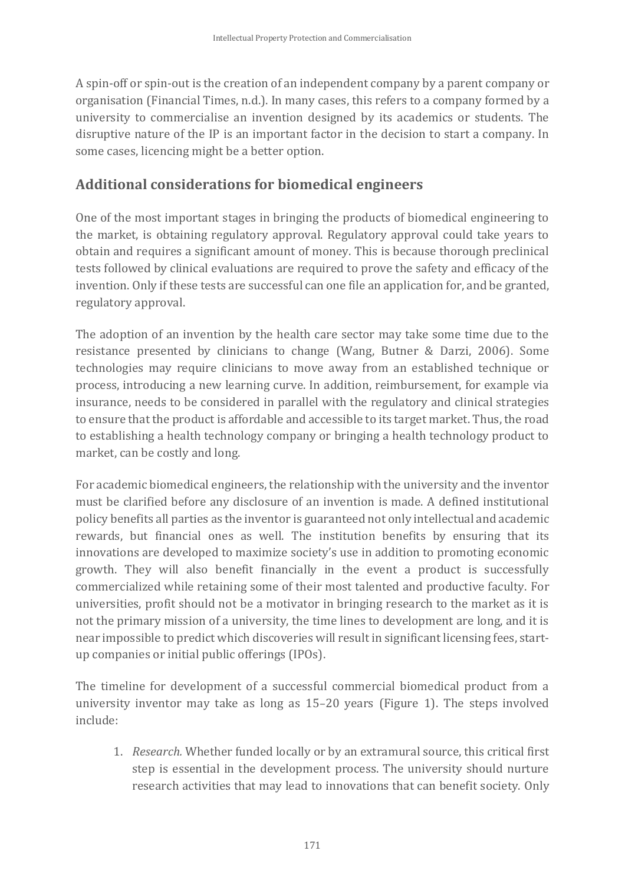A spin-off or spin-out is the creation of an independent company by a parent company or organisation (Financial Times, n.d.). In many cases, this refers to a company formed by a university to commercialise an invention designed by its academics or students. The disruptive nature of the IP is an important factor in the decision to start a company. In some cases, licencing might be a better option.

## Additional considerations for biomedical engineers

One of the most important stages in bringing the products of biomedical engineering to the market, is obtaining regulatory approval. Regulatory approval could take years to obtain and requires a significant amount of money. This is because thorough preclinical tests followed by clinical evaluations are required to prove the safety and efficacy of the invention. Only if these tests are successful can one file an application for, and be granted, regulatory approval.

The adoption of an invention by the health care sector may take some time due to the resistance presented by clinicians to change (Wang, Butner & Darzi, 2006). Some technologies may require clinicians to move away from an established technique or process, introducing a new learning curve. In addition, reimbursement, for example via insurance, needs to be considered in parallel with the regulatory and clinical strategies to ensure that the product is affordable and accessible to its target market. Thus, the road to establishing a health technology company or bringing a health technology product to market, can be costly and long.

For academic biomedical engineers, the relationship with the university and the inventor must be clarified before any disclosure of an invention is made. A defined institutional policy benefits all parties as the inventor is guaranteed not only intellectual and academic rewards, but financial ones as well. The institution benefits by ensuring that its innovations are developed to maximize society's use in addition to promoting economic growth. They will also benefit financially in the event a product is successfully commercialized while retaining some of their most talented and productive faculty. For universities, profit should not be a motivator in bringing research to the market as it is not the primary mission of a university, the time lines to development are long, and it is near impossible to predict which discoveries will result in significant licensing fees, start-up companies or initial public offerings (IPOs).

The timeline for development of a successful commercial biomedical product from a university inventor may take as long as 15–20 years (Figure 1). The steps involved include:

1. *Research.* Whether funded locally or by an extramural source, this critical first step is essential in the development process. The university should nurture research activities that may lead to innovations that can benefit society. Only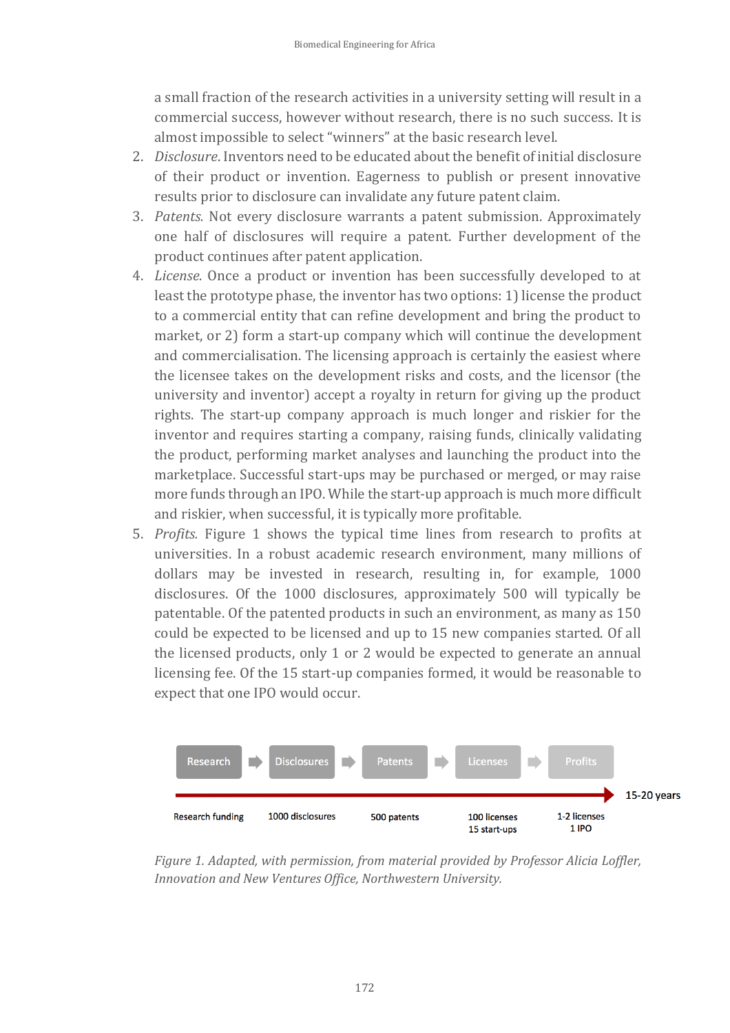a small fraction of the research activities in a university setting will result in a commercial success, however without research, there is no such success. It is almost impossible to select "winners" at the basic research level.

2. *Disclosure*. Inventors need to be educated about the benefit of initial disclosure of their product or invention. Eagerness to publish or present innovative results prior to disclosure can invalidate any future patent claim.
3. *Patents.* Not every disclosure warrants a patent submission. Approximately one half of disclosures will require a patent. Further development of the product continues after patent application.
4. *License.* Once a product or invention has been successfully developed to at least the prototype phase, the inventor has two options: 1) license the product to a commercial entity that can refine development and bring the product to market, or 2) form a start-up company which will continue the development and commercialisation. The licensing approach is certainly the easiest where the licensee takes on the development risks and costs, and the licensor (the university and inventor) accept a royalty in return for giving up the product rights. The start-up company approach is much longer and riskier for the inventor and requires starting a company, raising funds, clinically validating the product, performing market analyses and launching the product into the marketplace. Successful start-ups may be purchased or merged, or may raise more funds through an IPO. While the start-up approach is much more difficult and riskier, when successful, it is typically more profitable.
5. *Profits.* Figure 1 shows the typical time lines from research to profits at universities. In a robust academic research environment, many millions of dollars may be invested in research, resulting in, for example, 1000 disclosures. Of the 1000 disclosures, approximately 500 will typically be patentable. Of the patented products in such an environment, as many as 150 could be expected to be licensed and up to 15 new companies started. Of all the licensed products, only 1 or 2 would be expected to generate an annual licensing fee. Of the 15 start-up companies formed, it would be reasonable to expect that one IPO would occur.

| Research | Disclosures | Patents | Licenses | Profits |
|---|---|---|---|---|
| Research funding | 1000 disclosures | 500 patents | 100 licenses<br>15 start-ups | 1-2 licenses<br>1 IPO |

15-20 years

*Figure 1. Adapted, with permission, from material provided by Professor Alicia Loffler, Innovation and New Ventures Office, Northwestern University.*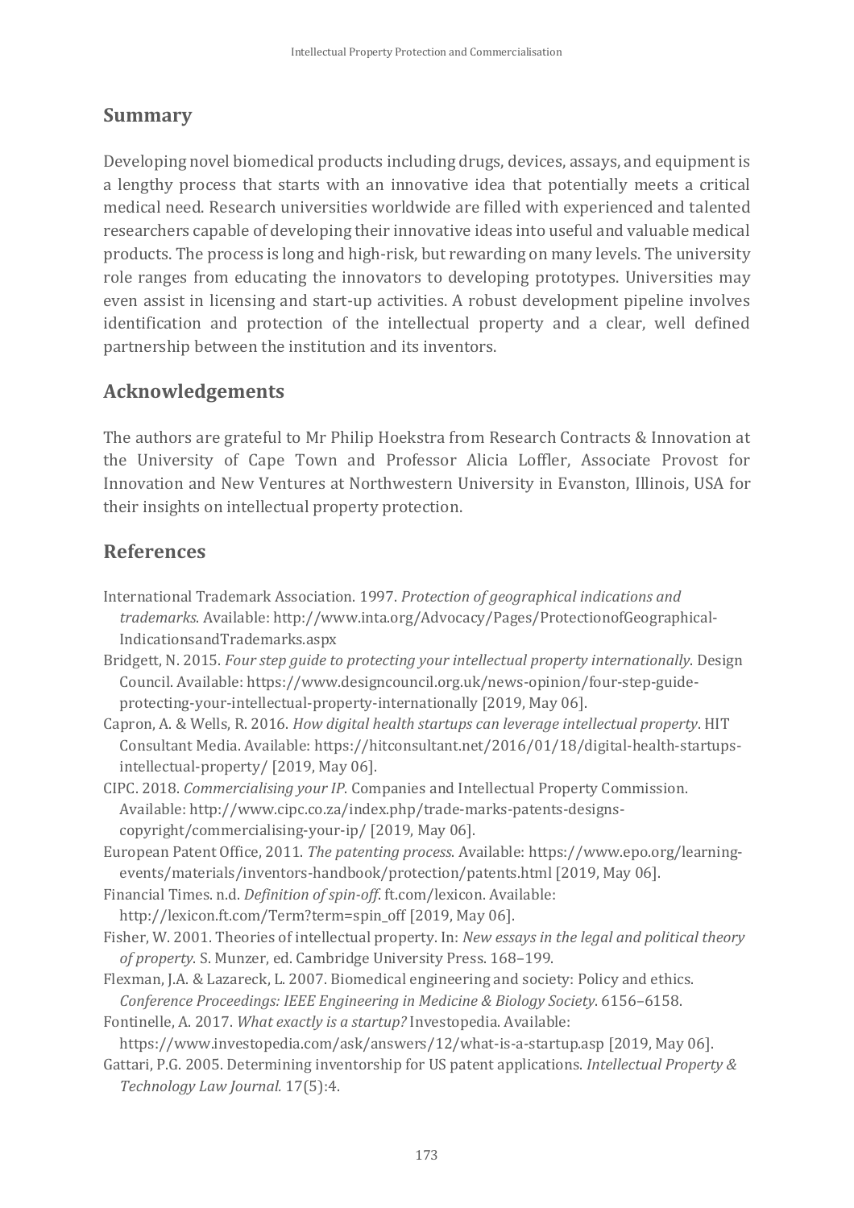## Summary

Developing novel biomedical products including drugs, devices, assays, and equipment is a lengthy process that starts with an innovative idea that potentially meets a critical medical need. Research universities worldwide are filled with experienced and talented researchers capable of developing their innovative ideas into useful and valuable medical products. The process is long and high-risk, but rewarding on many levels. The university role ranges from educating the innovators to developing prototypes. Universities may even assist in licensing and start-up activities. A robust development pipeline involves identification and protection of the intellectual property and a clear, well defined partnership between the institution and its inventors.

## Acknowledgements

The authors are grateful to Mr Philip Hoekstra from Research Contracts & Innovation at the University of Cape Town and Professor Alicia Loffler, Associate Provost for Innovation and New Ventures at Northwestern University in Evanston, Illinois, USA for their insights on intellectual property protection.

## References

International Trademark Association. 1997. *Protection of geographical indications and trademarks*. Available: http://www.inta.org/Advocacy/Pages/ProtectionofGeographical-IndicationsandTrademarks.aspx

Bridgett, N. 2015. *Four step guide to protecting your intellectual property internationally*. Design Council. Available: https://www.designcouncil.org.uk/news-opinion/four-step-guide-protecting-your-intellectual-property-internationally [2019, May 06].

Capron, A. & Wells, R. 2016. *How digital health startups can leverage intellectual property*. HIT Consultant Media. Available: https://hitconsultant.net/2016/01/18/digital-health-startups-intellectual-property/ [2019, May 06].

CIPC. 2018. *Commercialising your IP*. Companies and Intellectual Property Commission. Available: http://www.cipc.co.za/index.php/trade-marks-patents-designs-copyright/commercialising-your-ip/ [2019, May 06].

European Patent Office, 2011. *The patenting process*. Available: https://www.epo.org/learning-events/materials/inventors-handbook/protection/patents.html [2019, May 06].

Financial Times. n.d. *Definition of spin-off*. ft.com/lexicon. Available: http://lexicon.ft.com/Term?term=spin_off [2019, May 06].

Fisher, W. 2001. Theories of intellectual property. In: *New essays in the legal and political theory of property*. S. Munzer, ed. Cambridge University Press. 168–199.

Flexman, J.A. & Lazareck, L. 2007. Biomedical engineering and society: Policy and ethics. *Conference Proceedings: IEEE Engineering in Medicine & Biology Society*. 6156–6158.

Fontinelle, A. 2017. *What exactly is a startup?* Investopedia. Available: https://www.investopedia.com/ask/answers/12/what-is-a-startup.asp [2019, May 06].

Gattari, P.G. 2005. Determining inventorship for US patent applications. *Intellectual Property & Technology Law Journal.* 17(5):4.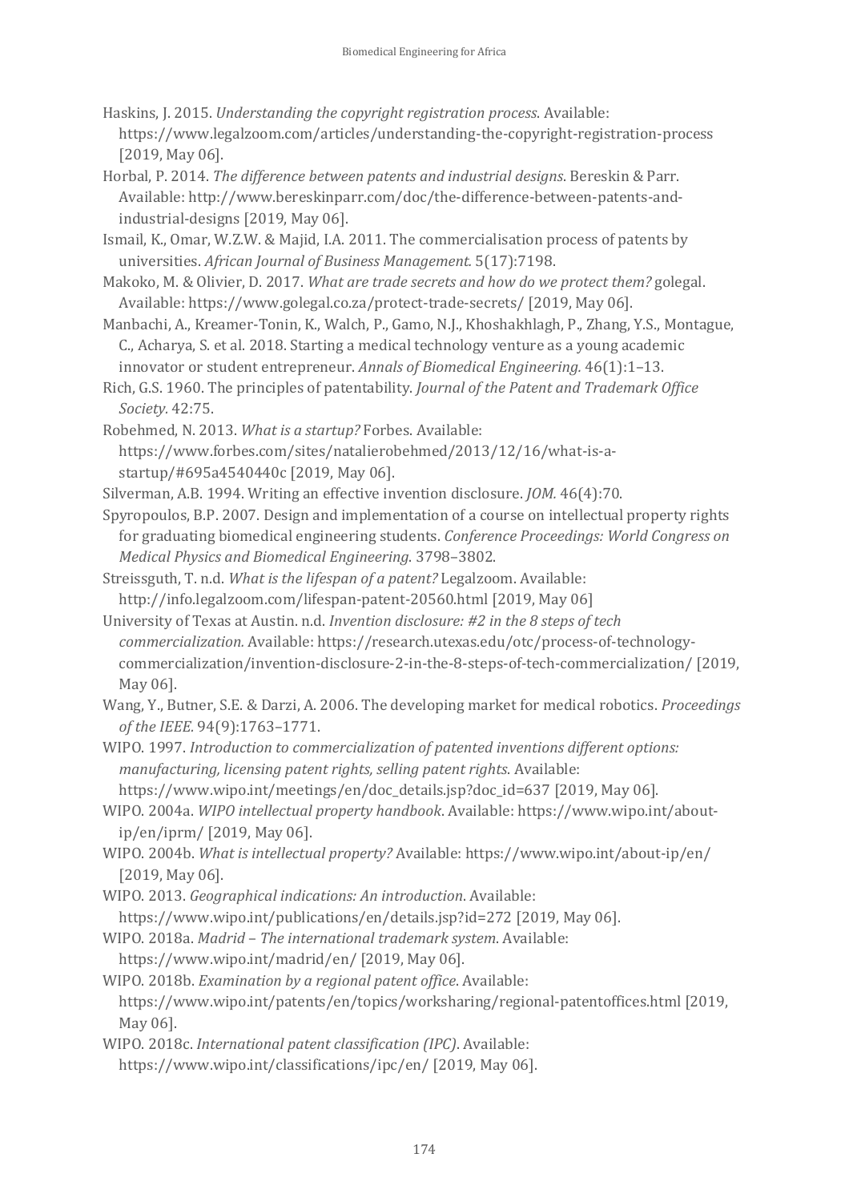Haskins, J. 2015. *Understanding the copyright registration process*. Available: https://www.legalzoom.com/articles/understanding-the-copyright-registration-process [2019, May 06].

Horbal, P. 2014. *The difference between patents and industrial designs*. Bereskin & Parr. Available: http://www.bereskinparr.com/doc/the-difference-between-patents-and-industrial-designs [2019, May 06].

Ismail, K., Omar, W.Z.W. & Majid, I.A. 2011. The commercialisation process of patents by universities. *African Journal of Business Management.* 5(17):7198.

Makoko, M. & Olivier, D. 2017. *What are trade secrets and how do we protect them?* golegal. Available: https://www.golegal.co.za/protect-trade-secrets/ [2019, May 06].

Manbachi, A., Kreamer-Tonin, K., Walch, P., Gamo, N.J., Khoshakhlagh, P., Zhang, Y.S., Montague, C., Acharya, S. et al. 2018. Starting a medical technology venture as a young academic innovator or student entrepreneur. *Annals of Biomedical Engineering.* 46(1):1–13.

Rich, G.S. 1960. The principles of patentability. *Journal of the Patent and Trademark Office Society*. 42:75.

Robehmed, N. 2013. *What is a startup?* Forbes. Available: https://www.forbes.com/sites/natalierobehmed/2013/12/16/what-is-a-startup/#695a4540440c [2019, May 06].

Silverman, A.B. 1994. Writing an effective invention disclosure. *JOM.* 46(4):70.

Spyropoulos, B.P. 2007. Design and implementation of a course on intellectual property rights for graduating biomedical engineering students. *Conference Proceedings: World Congress on Medical Physics and Biomedical Engineering*. 3798–3802.

Streissguth, T. n.d. *What is the lifespan of a patent?* Legalzoom. Available: http://info.legalzoom.com/lifespan-patent-20560.html [2019, May 06]

University of Texas at Austin. n.d. *Invention disclosure: #2 in the 8 steps of tech commercialization.* Available: https://research.utexas.edu/otc/process-of-technology-commercialization/invention-disclosure-2-in-the-8-steps-of-tech-commercialization/ [2019, May 06].

Wang, Y., Butner, S.E. & Darzi, A. 2006. The developing market for medical robotics. *Proceedings of the IEEE*. 94(9):1763–1771.

WIPO. 1997. *Introduction to commercialization of patented inventions different options: manufacturing, licensing patent rights, selling patent rights*. Available: https://www.wipo.int/meetings/en/doc_details.jsp?doc_id=637 [2019, May 06].

WIPO. 2004a. *WIPO intellectual property handbook*. Available: https://www.wipo.int/about-ip/en/iprm/ [2019, May 06].

WIPO. 2004b. *What is intellectual property?* Available: https://www.wipo.int/about-ip/en/ [2019, May 06].

WIPO. 2013. *Geographical indications: An introduction*. Available: https://www.wipo.int/publications/en/details.jsp?id=272 [2019, May 06].

WIPO. 2018a. *Madrid – The international trademark system*. Available: https://www.wipo.int/madrid/en/ [2019, May 06].

WIPO. 2018b. *Examination by a regional patent office*. Available: https://www.wipo.int/patents/en/topics/worksharing/regional-patentoffices.html [2019, May 06].

WIPO. 2018c. *International patent classification (IPC)*. Available: https://www.wipo.int/classifications/ipc/en/ [2019, May 06].